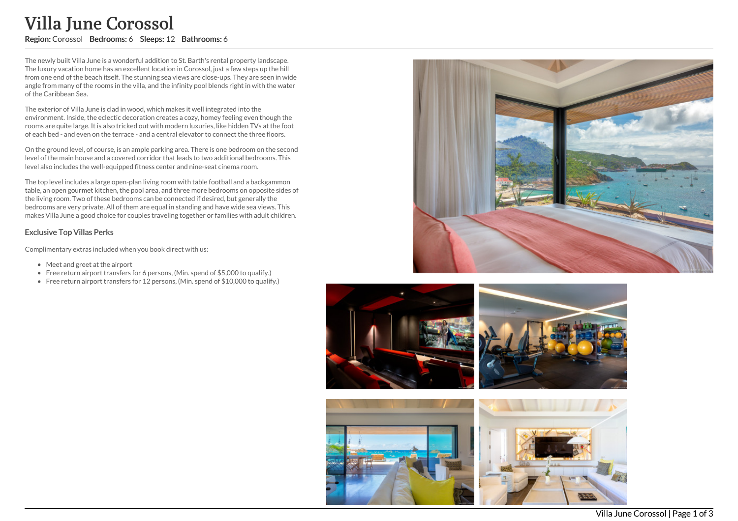# Villa June Corossol

**Region:** Corossol **Bedrooms:** 6 **Sleeps:** 12 **Bathrooms:** 6

The newly built Villa June is a wonderful addition to St. Barth's rental property landscape. The luxury vacation home has an excellent location in Corossol, just a few steps up the hill from one end of the beach itself. The stunning sea views are close-ups. They are seen in wide angle from many of the rooms in the villa, and the infinity pool blends right in with the water of the Caribbean Sea.

The exterior of Villa June is clad in wood, which makes it well integrated into the environment. Inside, the eclectic decoration creates a cozy, homey feeling even though the rooms are quite large. It is also tricked out with modern luxuries, like hidden TVs at the foot of each bed - and even on the terrace - and a central elevator to connect the three floors.

On the ground level, of course, is an ample parking area. There is one bedroom on the second level of the main house and a covered corridor that leads to two additional bedrooms. This level also includes the well-equipped fitness center and nine-seat cinema room.

The top level includes a large open-plan living room with table football and a backgammon table, an open gourmet kitchen, the pool area, and three more bedrooms on opposite sides of the living room. Two of these bedrooms can be connected if desired, but generally the bedrooms are very private. All of them are equal in standing and have wide sea views. This makes Villa June a good choice for couples traveling together or families with adult children.

### Exclusive Top Villas Perks

Complimentary extras included when you book direct with us:

- Meet and greet at the airport
- Free return airport transfers for 6 persons, (Min. spend of $5,000 to qualify.)
- Free return airport transfers for 12 persons, (Min. spend of $10,000 to qualify.)